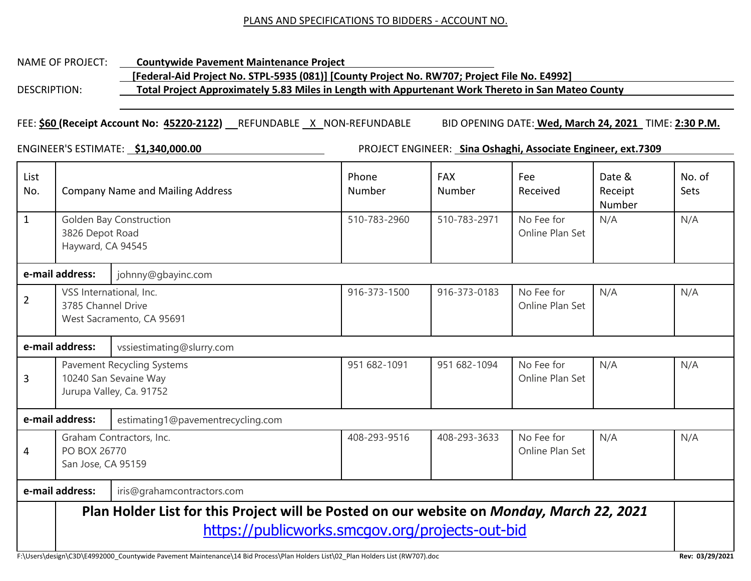PLANS AND SPECIFICATIONS TO BIDDERS - ACCOUNT NO.

NAME OF PROJECT: **Countywide Pavement Maintenance Project**

**[Federal-Aid Project No. STPL-5935 (081)] [County Project No. RW707; Project File No. E4992]**

DESCRIPTION: **Total Project Approximately 5.83 Miles in Length with Appurtenant Work Thereto in San Mateo County**

FEE: **$60 (Receipt Account No: 45220-2122)** ___ REFUNDABLE _X_ NON-REFUNDABLE BID OPENING DATE: **Wed, March 24, 2021** TIME: **2:30 P.M.**

ENGINEER'S ESTIMATE: **$1,340,000.00** PROJECT ENGINEER: **Sina Oshaghi, Associate Engineer, ext.7309**

| List No. | Company Name and Mailing Address | Phone Number | FAX Number | Fee Received | Date & Receipt Number | No. of Sets |
|---|---|---|---|---|---|---|
| 1 | Golden Bay Construction<br>3826 Depot Road<br>Hayward, CA 94545 | 510-783-2960 | 510-783-2971 | No Fee for Online Plan Set | N/A | N/A |
| **e-mail address:** | johnny@gbayinc.com | | | | | |
| 2 | VSS International, Inc.<br>3785 Channel Drive<br>West Sacramento, CA 95691 | 916-373-1500 | 916-373-0183 | No Fee for Online Plan Set | N/A | N/A |
| **e-mail address:** | vssiestimating@slurry.com | | | | | |
| 3 | Pavement Recycling Systems<br>10240 San Sevaine Way<br>Jurupa Valley, Ca. 91752 | 951 682-1091 | 951 682-1094 | No Fee for Online Plan Set | N/A | N/A |
| **e-mail address:** | estimating1@pavementrecycling.com | | | | | |
| 4 | Graham Contractors, Inc.<br>PO BOX 26770<br>San Jose, CA 95159 | 408-293-9516 | 408-293-3633 | No Fee for Online Plan Set | N/A | N/A |
| **e-mail address:** | iris@grahamcontractors.com | | | | | |

**Plan Holder List for this Project will be Posted on our website on *Monday, March 22, 2021***

https://publicworks.smcgov.org/projects-out-bid

F:\Users\design\C3D\E4992000_Countywide Pavement Maintenance\14 Bid Process\Plan Holders List\02_Plan Holders List (RW707).doc Rev: 03/29/2021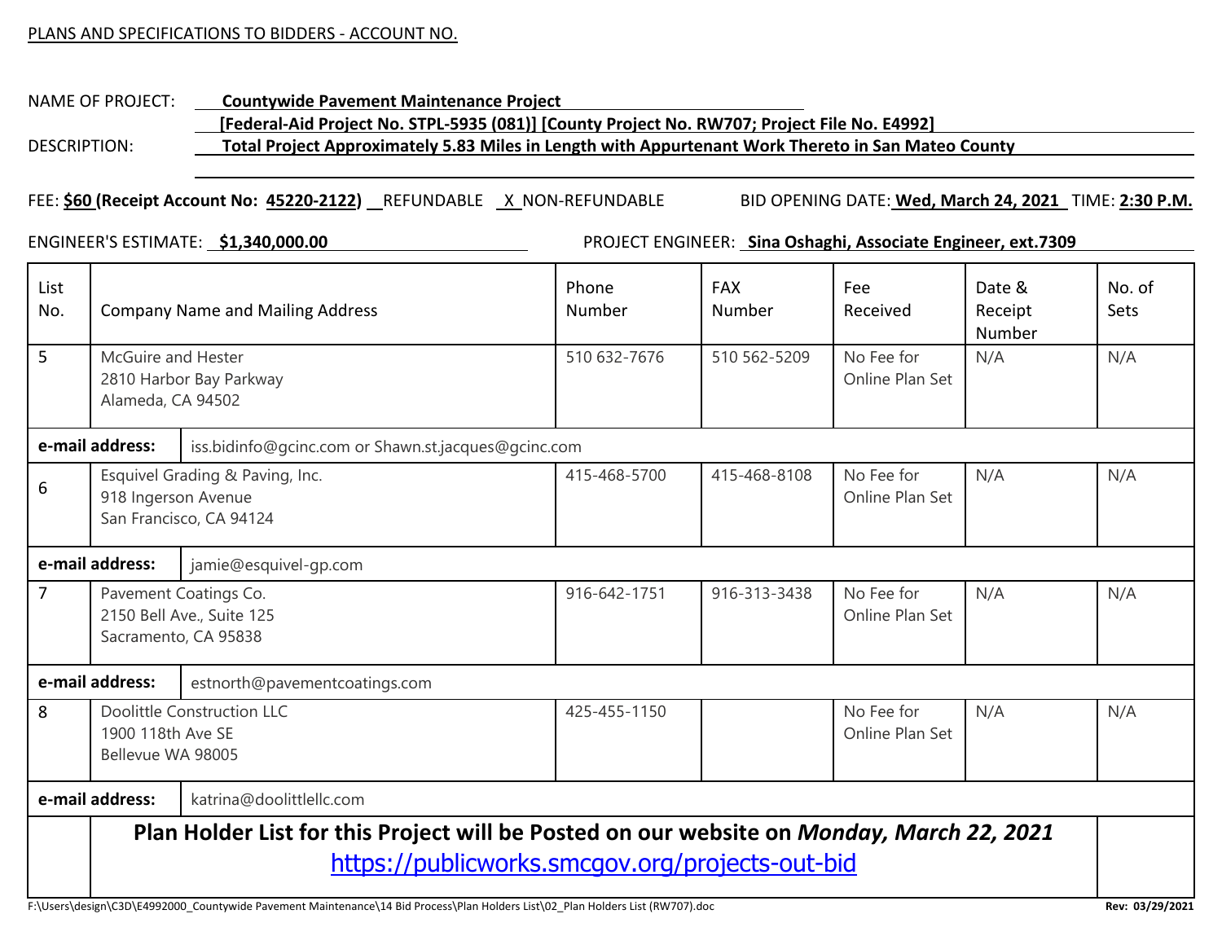PLANS AND SPECIFICATIONS TO BIDDERS - ACCOUNT NO.

NAME OF PROJECT: **Countywide Pavement Maintenance Project**

**[Federal-Aid Project No. STPL-5935 (081)] [County Project No. RW707; Project File No. E4992]**

DESCRIPTION: **Total Project Approximately 5.83 Miles in Length with Appurtenant Work Thereto in San Mateo County**

FEE: **$60 (Receipt Account No: 45220-2122)** __ REFUNDABLE _X_ NON-REFUNDABLE BID OPENING DATE: **Wed, March 24, 2021** TIME: **2:30 P.M.**

ENGINEER'S ESTIMATE: **$1,340,000.00** PROJECT ENGINEER: **Sina Oshaghi, Associate Engineer, ext.7309**

| List No. | Company Name and Mailing Address | Phone Number | FAX Number | Fee Received | Date & Receipt Number | No. of Sets |
|---|---|---|---|---|---|---|
| 5 | McGuire and Hester<br>2810 Harbor Bay Parkway<br>Alameda, CA 94502 | 510 632-7676 | 510 562-5209 | No Fee for Online Plan Set | N/A | N/A |
| **e-mail address:** | iss.bidinfo@gcinc.com or Shawn.st.jacques@gcinc.com | | | | | |
| 6 | Esquivel Grading & Paving, Inc.<br>918 Ingerson Avenue<br>San Francisco, CA 94124 | 415-468-5700 | 415-468-8108 | No Fee for Online Plan Set | N/A | N/A |
| **e-mail address:** | jamie@esquivel-gp.com | | | | | |
| 7 | Pavement Coatings Co.<br>2150 Bell Ave., Suite 125<br>Sacramento, CA 95838 | 916-642-1751 | 916-313-3438 | No Fee for Online Plan Set | N/A | N/A |
| **e-mail address:** | estnorth@pavementcoatings.com | | | | | |
| 8 | Doolittle Construction LLC<br>1900 118th Ave SE<br>Bellevue WA 98005 | 425-455-1150 | | No Fee for Online Plan Set | N/A | N/A |
| **e-mail address:** | katrina@doolittlellc.com | | | | | |

**Plan Holder List for this Project will be Posted on our website on *Monday, March 22, 2021***

https://publicworks.smcgov.org/projects-out-bid

F:\Users\design\C3D\E4992000_Countywide Pavement Maintenance\14 Bid Process\Plan Holders List\02_Plan Holders List (RW707).doc

Rev: 03/29/2021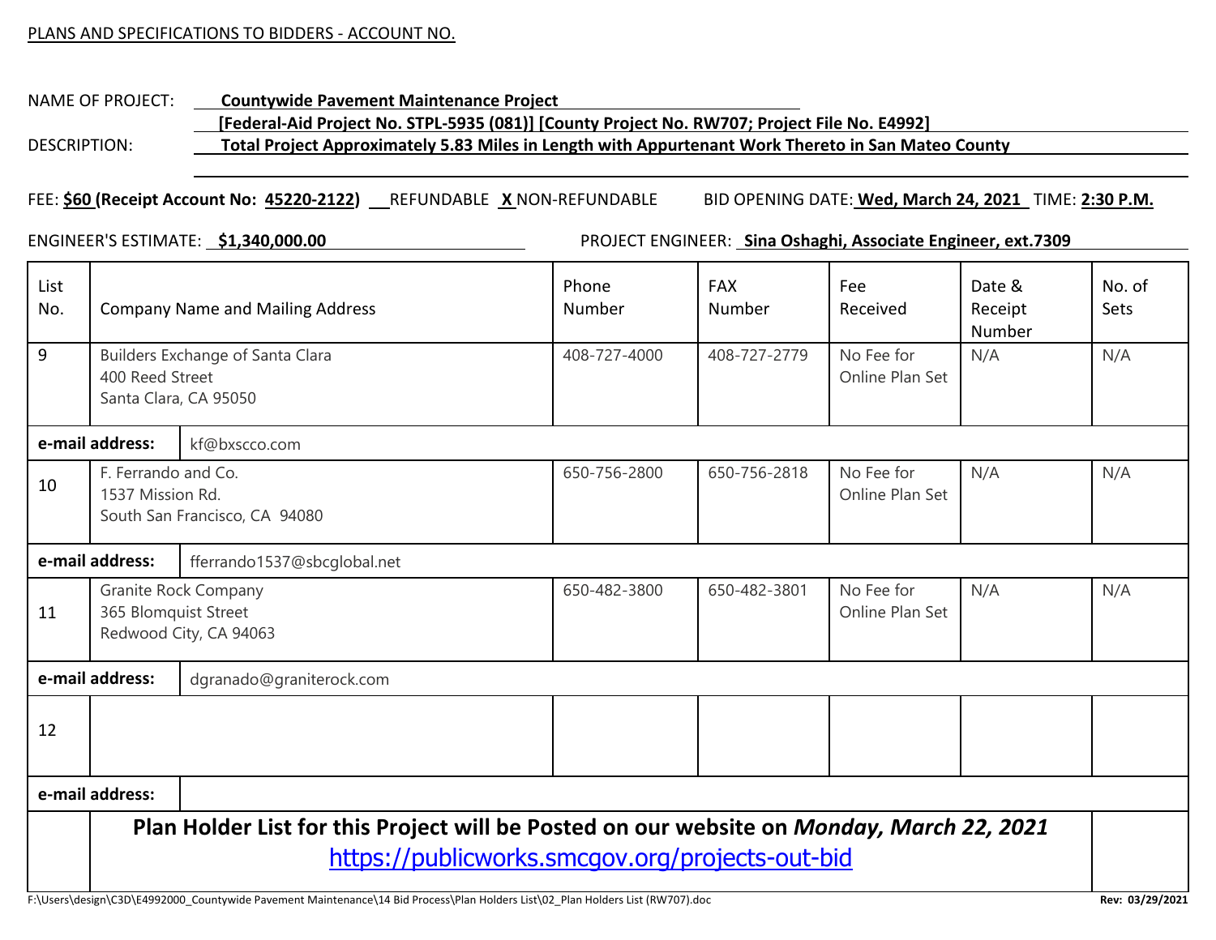PLANS AND SPECIFICATIONS TO BIDDERS - ACCOUNT NO.

NAME OF PROJECT: **Countywide Pavement Maintenance Project**
**[Federal-Aid Project No. STPL-5935 (081)] [County Project No. RW707; Project File No. E4992]**

DESCRIPTION: **Total Project Approximately 5.83 Miles in Length with Appurtenant Work Thereto in San Mateo County**

FEE: **$60 (Receipt Account No: 45220-2122)** __ REFUNDABLE **X** NON-REFUNDABLE BID OPENING DATE: **Wed, March 24, 2021** TIME: **2:30 P.M.**

ENGINEER'S ESTIMATE: **$1,340,000.00** PROJECT ENGINEER: **Sina Oshaghi, Associate Engineer, ext.7309**

| List No. | Company Name and Mailing Address | Phone Number | FAX Number | Fee Received | Date & Receipt Number | No. of Sets |
|---|---|---|---|---|---|---|
| 9 | Builders Exchange of Santa Clara<br>400 Reed Street<br>Santa Clara, CA 95050 | 408-727-4000 | 408-727-2779 | No Fee for Online Plan Set | N/A | N/A |
| **e-mail address:** | kf@bxscco.com | | | | | |
| 10 | F. Ferrando and Co.<br>1537 Mission Rd.<br>South San Francisco, CA 94080 | 650-756-2800 | 650-756-2818 | No Fee for Online Plan Set | N/A | N/A |
| **e-mail address:** | fferrando1537@sbcglobal.net | | | | | |
| 11 | Granite Rock Company<br>365 Blomquist Street<br>Redwood City, CA 94063 | 650-482-3800 | 650-482-3801 | No Fee for Online Plan Set | N/A | N/A |
| **e-mail address:** | dgranado@graniterock.com | | | | | |
| 12 | | | | | | |
| **e-mail address:** | | | | | | |

**Plan Holder List for this Project will be Posted on our website on *Monday, March 22, 2021***
https://publicworks.smcgov.org/projects-out-bid

F:\Users\design\C3D\E4992000_Countywide Pavement Maintenance\14 Bid Process\Plan Holders List\02_Plan Holders List (RW707).doc **Rev: 03/29/2021**